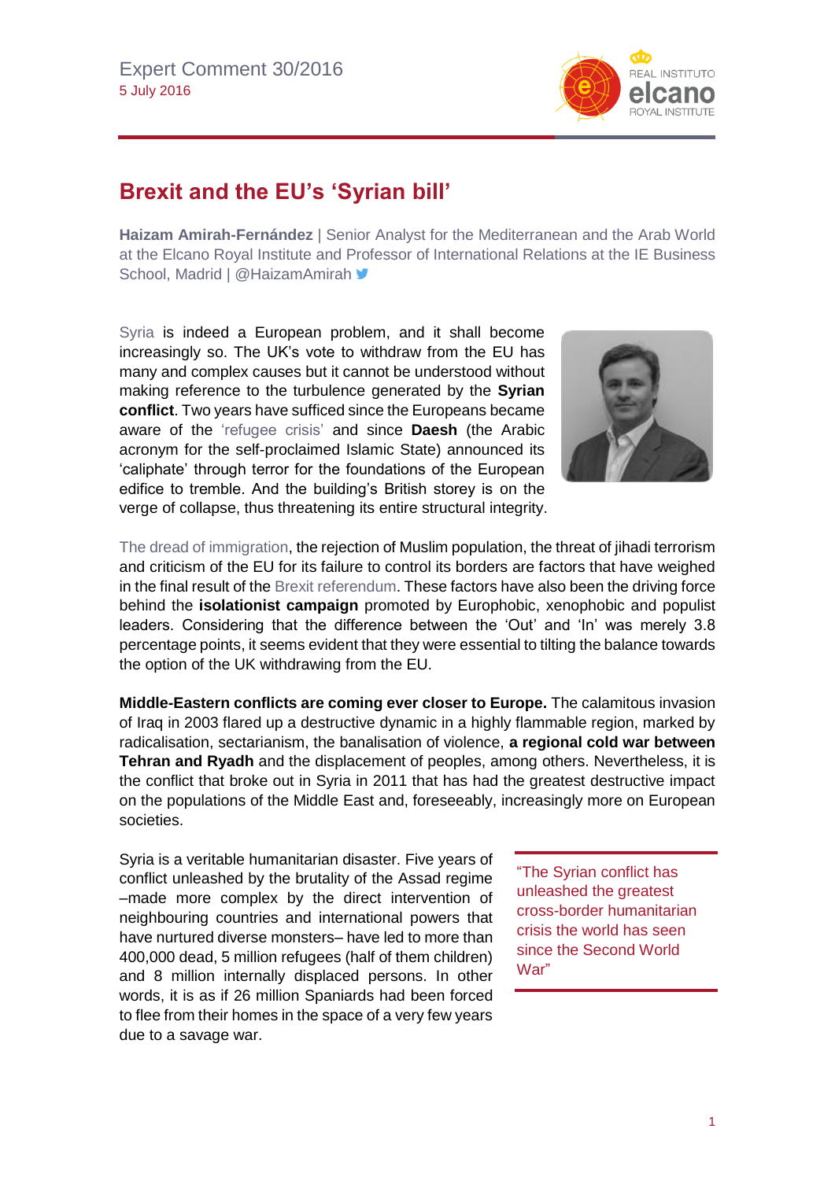Expert Comment 30/2016
5 July 2016

# Brexit and the EU's 'Syrian bill'

**Haizam Amirah-Fernández** | Senior Analyst for the Mediterranean and the Arab World at the Elcano Royal Institute and Professor of International Relations at the IE Business School, Madrid | @HaizamAmirah

Syria is indeed a European problem, and it shall become increasingly so. The UK's vote to withdraw from the EU has many and complex causes but it cannot be understood without making reference to the turbulence generated by the **Syrian conflict**. Two years have sufficed since the Europeans became aware of the 'refugee crisis' and since **Daesh** (the Arabic acronym for the self-proclaimed Islamic State) announced its 'caliphate' through terror for the foundations of the European edifice to tremble. And the building's British storey is on the verge of collapse, thus threatening its entire structural integrity.

The dread of immigration, the rejection of Muslim population, the threat of jihadi terrorism and criticism of the EU for its failure to control its borders are factors that have weighed in the final result of the Brexit referendum. These factors have also been the driving force behind the **isolationist campaign** promoted by Europhobic, xenophobic and populist leaders. Considering that the difference between the 'Out' and 'In' was merely 3.8 percentage points, it seems evident that they were essential to tilting the balance towards the option of the UK withdrawing from the EU.

**Middle-Eastern conflicts are coming ever closer to Europe.** The calamitous invasion of Iraq in 2003 flared up a destructive dynamic in a highly flammable region, marked by radicalisation, sectarianism, the banalisation of violence, **a regional cold war between Tehran and Ryadh** and the displacement of peoples, among others. Nevertheless, it is the conflict that broke out in Syria in 2011 that has had the greatest destructive impact on the populations of the Middle East and, foreseeably, increasingly more on European societies.

Syria is a veritable humanitarian disaster. Five years of conflict unleashed by the brutality of the Assad regime –made more complex by the direct intervention of neighbouring countries and international powers that have nurtured diverse monsters– have led to more than 400,000 dead, 5 million refugees (half of them children) and 8 million internally displaced persons. In other words, it is as if 26 million Spaniards had been forced to flee from their homes in the space of a very few years due to a savage war.

> "The Syrian conflict has unleashed the greatest cross-border humanitarian crisis the world has seen since the Second World War"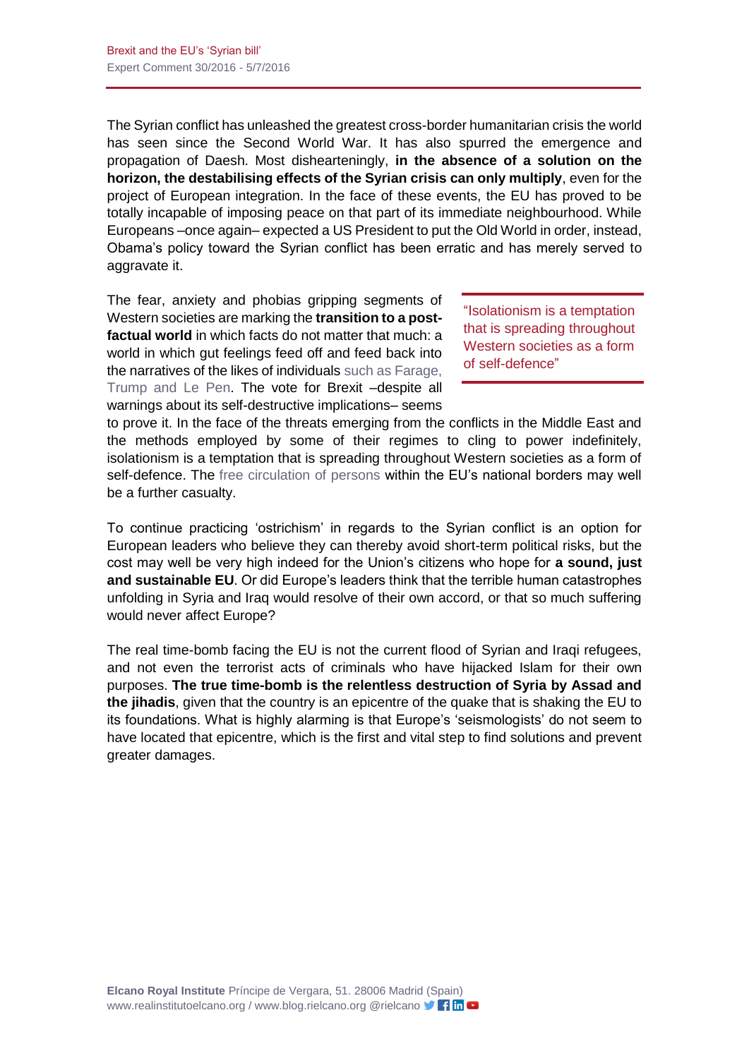The Syrian conflict has unleashed the greatest cross-border humanitarian crisis the world has seen since the Second World War. It has also spurred the emergence and propagation of Daesh. Most dishearteningly, **in the absence of a solution on the horizon, the destabilising effects of the Syrian crisis can only multiply**, even for the project of European integration. In the face of these events, the EU has proved to be totally incapable of imposing peace on that part of its immediate neighbourhood. While Europeans –once again– expected a US President to put the Old World in order, instead, Obama's policy toward the Syrian conflict has been erratic and has merely served to aggravate it.

The fear, anxiety and phobias gripping segments of Western societies are marking the **transition to a post-factual world** in which facts do not matter that much: a world in which gut feelings feed off and feed back into the narratives of the likes of individuals such as Farage, Trump and Le Pen. The vote for Brexit –despite all warnings about its self-destructive implications– seems to prove it. In the face of the threats emerging from the conflicts in the Middle East and the methods employed by some of their regimes to cling to power indefinitely, isolationism is a temptation that is spreading throughout Western societies as a form of self-defence. The free circulation of persons within the EU's national borders may well be a further casualty.

> "Isolationism is a temptation that is spreading throughout Western societies as a form of self-defence"

To continue practicing 'ostrichism' in regards to the Syrian conflict is an option for European leaders who believe they can thereby avoid short-term political risks, but the cost may well be very high indeed for the Union's citizens who hope for **a sound, just and sustainable EU**. Or did Europe's leaders think that the terrible human catastrophes unfolding in Syria and Iraq would resolve of their own accord, or that so much suffering would never affect Europe?

The real time-bomb facing the EU is not the current flood of Syrian and Iraqi refugees, and not even the terrorist acts of criminals who have hijacked Islam for their own purposes. **The true time-bomb is the relentless destruction of Syria by Assad and the jihadis**, given that the country is an epicentre of the quake that is shaking the EU to its foundations. What is highly alarming is that Europe's 'seismologists' do not seem to have located that epicentre, which is the first and vital step to find solutions and prevent greater damages.